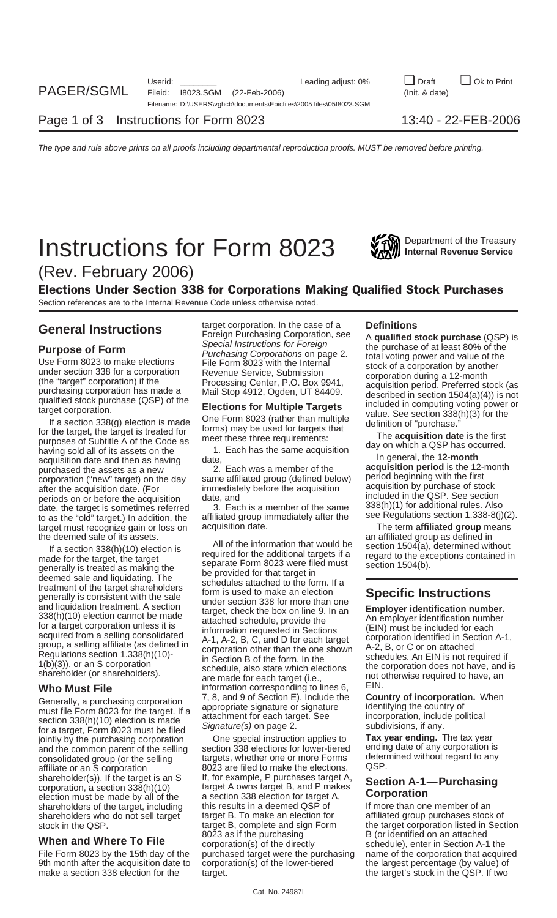# Instructions for Form 8023

Department of the Treasury
**Internal Revenue Service**

(Rev. February 2006)

## Elections Under Section 338 for Corporations Making Qualified Stock Purchases

Section references are to the Internal Revenue Code unless otherwise noted.

## General Instructions

### Purpose of Form

Use Form 8023 to make elections under section 338 for a corporation (the "target" corporation) if the purchasing corporation has made a qualified stock purchase (QSP) of the target corporation.

If a section 338(g) election is made for the target, the target is treated for purposes of Subtitle A of the Code as having sold all of its assets on the acquisition date and then as having purchased the assets as a new corporation ("new" target) on the day after the acquisition date. (For periods on or before the acquisition date, the target is sometimes referred to as the "old" target.) In addition, the target must recognize gain or loss on the deemed sale of its assets.

If a section 338(h)(10) election is made for the target, the target generally is treated as making the deemed sale and liquidating. The treatment of the target shareholders generally is consistent with the sale and liquidation treatment. A section 338(h)(10) election cannot be made for a target corporation unless it is acquired from a selling consolidated group, a selling affiliate (as defined in Regulations section 1.338(h)(10)-1(b)(3)), or an S corporation shareholder (or shareholders).

### Who Must File

Generally, a purchasing corporation must file Form 8023 for the target. If a section 338(h)(10) election is made for a target, Form 8023 must be filed jointly by the purchasing corporation and the common parent of the selling consolidated group (or the selling affiliate or an S corporation shareholder(s)). If the target is an S corporation, a section 338(h)(10) election must be made by all of the shareholders of the target, including shareholders who do not sell target stock in the QSP.

### When and Where To File

File Form 8023 by the 15th day of the 9th month after the acquisition date to make a section 338 election for the target corporation. In the case of a Foreign Purchasing Corporation, see *Special Instructions for Foreign Purchasing Corporations* on page 2. File Form 8023 with the Internal Revenue Service, Submission Processing Center, P.O. Box 9941, Mail Stop 4912, Ogden, UT 84409.

### Elections for Multiple Targets

One Form 8023 (rather than multiple forms) may be used for targets that meet these three requirements:

1. Each has the same acquisition date,
2. Each was a member of the same affiliated group (defined below) immediately before the acquisition date, and
3. Each is a member of the same affiliated group immediately after the acquisition date.

All of the information that would be required for the additional targets if a separate Form 8023 were filed must be provided for that target in schedules attached to the form. If a form is used to make an election under section 338 for more than one target, check the box on line 9. In an attached schedule, provide the information requested in Sections A-1, A-2, B, C, and D for each target corporation other than the one shown in Section B of the form. In the schedule, also state which elections are made for each target (i.e., information corresponding to lines 6, 7, 8, and 9 of Section E). Include the appropriate signature or signature attachment for each target. See *Signature(s)* on page 2.

One special instruction applies to section 338 elections for lower-tiered targets, whether one or more Forms 8023 are filed to make the elections. If, for example, P purchases target A, target A owns target B, and P makes a section 338 election for target A, this results in a deemed QSP of target B. To make an election for target B, complete and sign Form 8023 as if the purchasing corporation(s) of the directly purchased target were the purchasing corporation(s) of the lower-tiered target.

### Definitions

A **qualified stock purchase** (QSP) is the purchase of at least 80% of the total voting power and value of the stock of a corporation by another corporation during a 12-month acquisition period. Preferred stock (as described in section 1504(a)(4)) is not included in computing voting power or value. See section 338(h)(3) for the definition of "purchase."

The **acquisition date** is the first day on which a QSP has occurred.

In general, the **12-month acquisition period** is the 12-month period beginning with the first acquisition by purchase of stock included in the QSP. See section 338(h)(1) for additional rules. Also see Regulations section 1.338-8(j)(2).

The term **affiliated group** means an affiliated group as defined in section 1504(a), determined without regard to the exceptions contained in section 1504(b).

## Specific Instructions

**Employer identification number.** An employer identification number (EIN) must be included for each corporation identified in Section A-1, A-2, B, or C or on attached schedules. An EIN is not required if the corporation does not have, and is not otherwise required to have, an EIN.

**Country of incorporation.** When identifying the country of incorporation, include political subdivisions, if any.

**Tax year ending.** The tax year ending date of any corporation is determined without regard to any QSP.

### Section A-1—Purchasing Corporation

If more than one member of an affiliated group purchases stock of the target corporation listed in Section B (or identified on an attached schedule), enter in Section A-1 the name of the corporation that acquired the largest percentage (by value) of the target's stock in the QSP. If two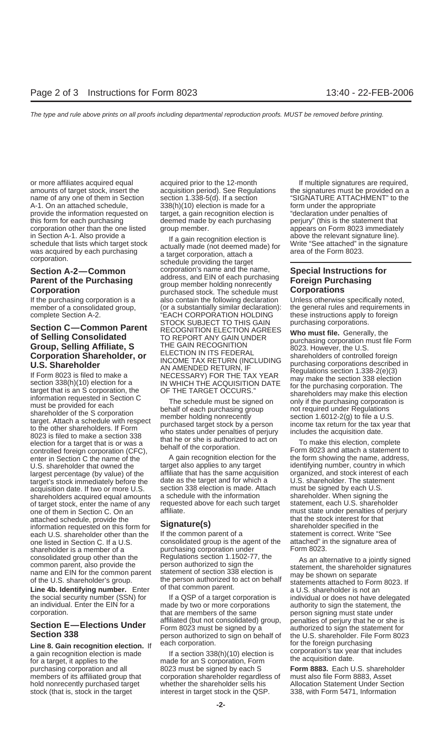or more affiliates acquired equal amounts of target stock, insert the name of any one of them in Section A-1. On an attached schedule, provide the information requested on this form for each purchasing corporation other than the one listed in Section A-1. Also provide a schedule that lists which target stock was acquired by each purchasing corporation.

## Section A-2—Common Parent of the Purchasing Corporation

If the purchasing corporation is a member of a consolidated group, complete Section A-2.

## Section C—Common Parent of Selling Consolidated Group, Selling Affiliate, S Corporation Shareholder, or U.S. Shareholder

If Form 8023 is filed to make a section 338(h)(10) election for a target that is an S corporation, the information requested in Section C must be provided for each shareholder of the S corporation target. Attach a schedule with respect to the other shareholders. If Form 8023 is filed to make a section 338 election for a target that is or was a controlled foreign corporation (CFC), enter in Section C the name of the U.S. shareholder that owned the largest percentage (by value) of the target's stock immediately before the acquisition date. If two or more U.S. shareholders acquired equal amounts of target stock, enter the name of any one of them in Section C. On an attached schedule, provide the information requested on this form for each U.S. shareholder other than the one listed in Section C. If a U.S. shareholder is a member of a consolidated group other than the common parent, also provide the name and EIN for the common parent of the U.S. shareholder's group.

**Line 4b. Identifying number.** Enter the social security number (SSN) for an individual. Enter the EIN for a corporation.

## Section E—Elections Under Section 338

**Line 8. Gain recognition election.** If a gain recognition election is made for a target, it applies to the purchasing corporation and all members of its affiliated group that hold nonrecently purchased target stock (that is, stock in the target acquired prior to the 12-month acquisition period). See Regulations section 1.338-5(d). If a section 338(h)(10) election is made for a target, a gain recognition election is deemed made by each purchasing group member.

If a gain recognition election is actually made (not deemed made) for a target corporation, attach a schedule providing the target corporation's name and the name, address, and EIN of each purchasing group member holding nonrecently purchased stock. The schedule must also contain the following declaration (or a substantially similar declaration): "EACH CORPORATION HOLDING STOCK SUBJECT TO THIS GAIN RECOGNITION ELECTION AGREES TO REPORT ANY GAIN UNDER THE GAIN RECOGNITION ELECTION IN ITS FEDERAL INCOME TAX RETURN (INCLUDING AN AMENDED RETURN, IF NECESSARY) FOR THE TAX YEAR IN WHICH THE ACQUISITION DATE OF THE TARGET OCCURS."

The schedule must be signed on behalf of each purchasing group member holding nonrecently purchased target stock by a person who states under penalties of perjury that he or she is authorized to act on behalf of the corporation.

A gain recognition election for the target also applies to any target affiliate that has the same acquisition date as the target and for which a section 338 election is made. Attach a schedule with the information requested above for each such target affiliate.

## Signature(s)

If the common parent of a consolidated group is the agent of the purchasing corporation under Regulations section 1.1502-77, the person authorized to sign the statement of section 338 election is the person authorized to act on behalf of that common parent.

If a QSP of a target corporation is made by two or more corporations that are members of the same affiliated (but not consolidated) group, Form 8023 must be signed by a person authorized to sign on behalf of each corporation.

If a section 338(h)(10) election is made for an S corporation, Form 8023 must be signed by each S corporation shareholder regardless of whether the shareholder sells his interest in target stock in the QSP.

If multiple signatures are required, the signatures must be provided on a "SIGNATURE ATTACHMENT" to the form under the appropriate "declaration under penalties of perjury" (this is the statement that appears on Form 8023 immediately above the relevant signature line). Write "See attached" in the signature area of the Form 8023.

## Special Instructions for Foreign Purchasing Corporations

Unless otherwise specifically noted, the general rules and requirements in these instructions apply to foreign purchasing corporations.

**Who must file.** Generally, the purchasing corporation must file Form 8023. However, the U.S. shareholders of controlled foreign purchasing corporations described in Regulations section 1.338-2(e)(3) may make the section 338 election for the purchasing corporation. The shareholders may make this election only if the purchasing corporation is not required under Regulations section 1.6012-2(g) to file a U.S. income tax return for the tax year that includes the acquisition date.

To make this election, complete Form 8023 and attach a statement to the form showing the name, address, identifying number, country in which organized, and stock interest of each U.S. shareholder. The statement must be signed by each U.S. shareholder. When signing the statement, each U.S. shareholder must state under penalties of perjury that the stock interest for that shareholder specified in the statement is correct. Write "See attached" in the signature area of Form 8023.

As an alternative to a jointly signed statement, the shareholder signatures may be shown on separate statements attached to Form 8023. If a U.S. shareholder is not an individual or does not have delegated authority to sign the statement, the person signing must state under penalties of perjury that he or she is authorized to sign the statement for the U.S. shareholder. File Form 8023 for the foreign purchasing corporation's tax year that includes the acquisition date.

**Form 8883.** Each U.S. shareholder must also file Form 8883, Asset Allocation Statement Under Section 338, with Form 5471, Information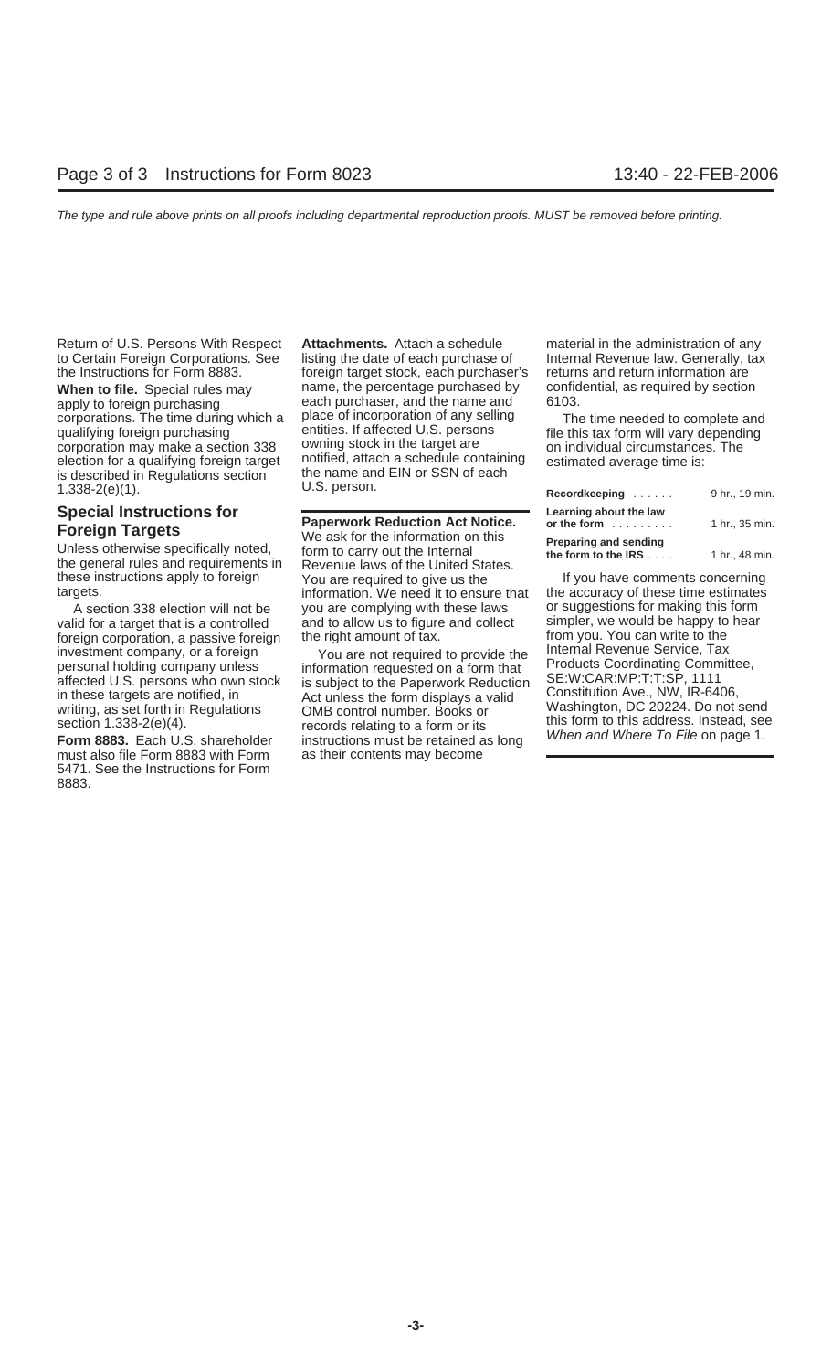Return of U.S. Persons With Respect to Certain Foreign Corporations. See the Instructions for Form 8883.

**When to file.** Special rules may apply to foreign purchasing corporations. The time during which a qualifying foreign purchasing corporation may make a section 338 election for a qualifying foreign target is described in Regulations section 1.338-2(e)(1).

## Special Instructions for Foreign Targets

Unless otherwise specifically noted, the general rules and requirements in these instructions apply to foreign targets.

A section 338 election will not be valid for a target that is a controlled foreign corporation, a passive foreign investment company, or a foreign personal holding company unless affected U.S. persons who own stock in these targets are notified, in writing, as set forth in Regulations section 1.338-2(e)(4).

**Form 8883.** Each U.S. shareholder must also file Form 8883 with Form 5471. See the Instructions for Form 8883.

**Attachments.** Attach a schedule listing the date of each purchase of foreign target stock, each purchaser's name, the percentage purchased by each purchaser, and the name and place of incorporation of any selling entities. If affected U.S. persons owning stock in the target are notified, attach a schedule containing the name and EIN or SSN of each U.S. person.

**Paperwork Reduction Act Notice.** We ask for the information on this form to carry out the Internal Revenue laws of the United States. You are required to give us the information. We need it to ensure that you are complying with these laws and to allow us to figure and collect the right amount of tax.

You are not required to provide the information requested on a form that is subject to the Paperwork Reduction Act unless the form displays a valid OMB control number. Books or records relating to a form or its instructions must be retained as long as their contents may become material in the administration of any Internal Revenue law. Generally, tax returns and return information are confidential, as required by section 6103.

The time needed to complete and file this tax form will vary depending on individual circumstances. The estimated average time is:

| | |
|---|---|
| **Recordkeeping** . . . . . . | 9 hr., 19 min. |
| **Learning about the law or the form** . . . . . . . . . | 1 hr., 35 min. |
| **Preparing and sending the form to the IRS** . . . . | 1 hr., 48 min. |

If you have comments concerning the accuracy of these time estimates or suggestions for making this form simpler, we would be happy to hear from you. You can write to the Internal Revenue Service, Tax Products Coordinating Committee, SE:W:CAR:MP:T:T:SP, 1111 Constitution Ave., NW, IR-6406, Washington, DC 20224. Do not send this form to this address. Instead, see *When and Where To File* on page 1.